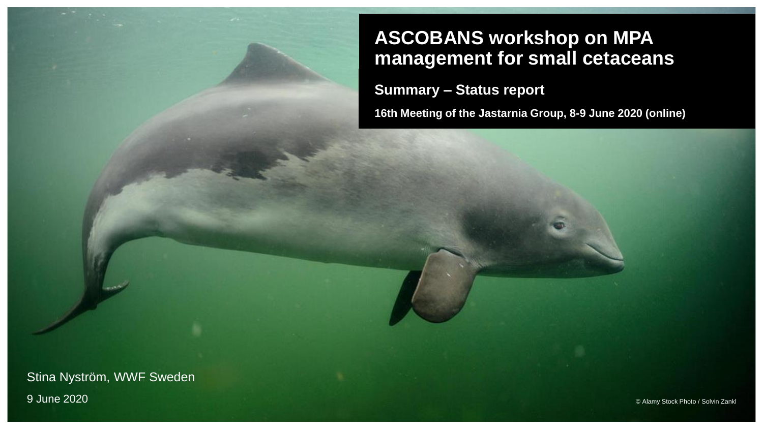# ASCOBANS workshop on MPA management for small cetaceans

## Summary – Status report

**16th Meeting of the Jastarnia Group, 8-9 June 2020 (online)**

Stina Nyström, WWF Sweden

9 June 2020

© Alamy Stock Photo / Solvin Zankl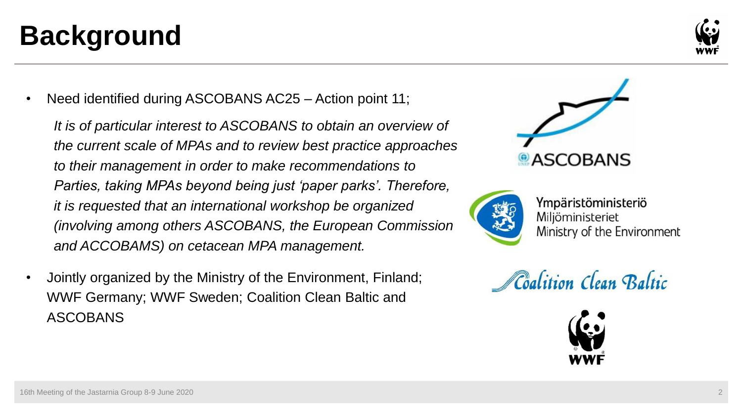# Background

- Need identified during ASCOBANS AC25 – Action point 11;

  *It is of particular interest to ASCOBANS to obtain an overview of the current scale of MPAs and to review best practice approaches to their management in order to make recommendations to Parties, taking MPAs beyond being just 'paper parks'. Therefore, it is requested that an international workshop be organized (involving among others ASCOBANS, the European Commission and ACCOBAMS) on cetacean MPA management.*

- Jointly organized by the Ministry of the Environment, Finland; WWF Germany; WWF Sweden; Coalition Clean Baltic and ASCOBANS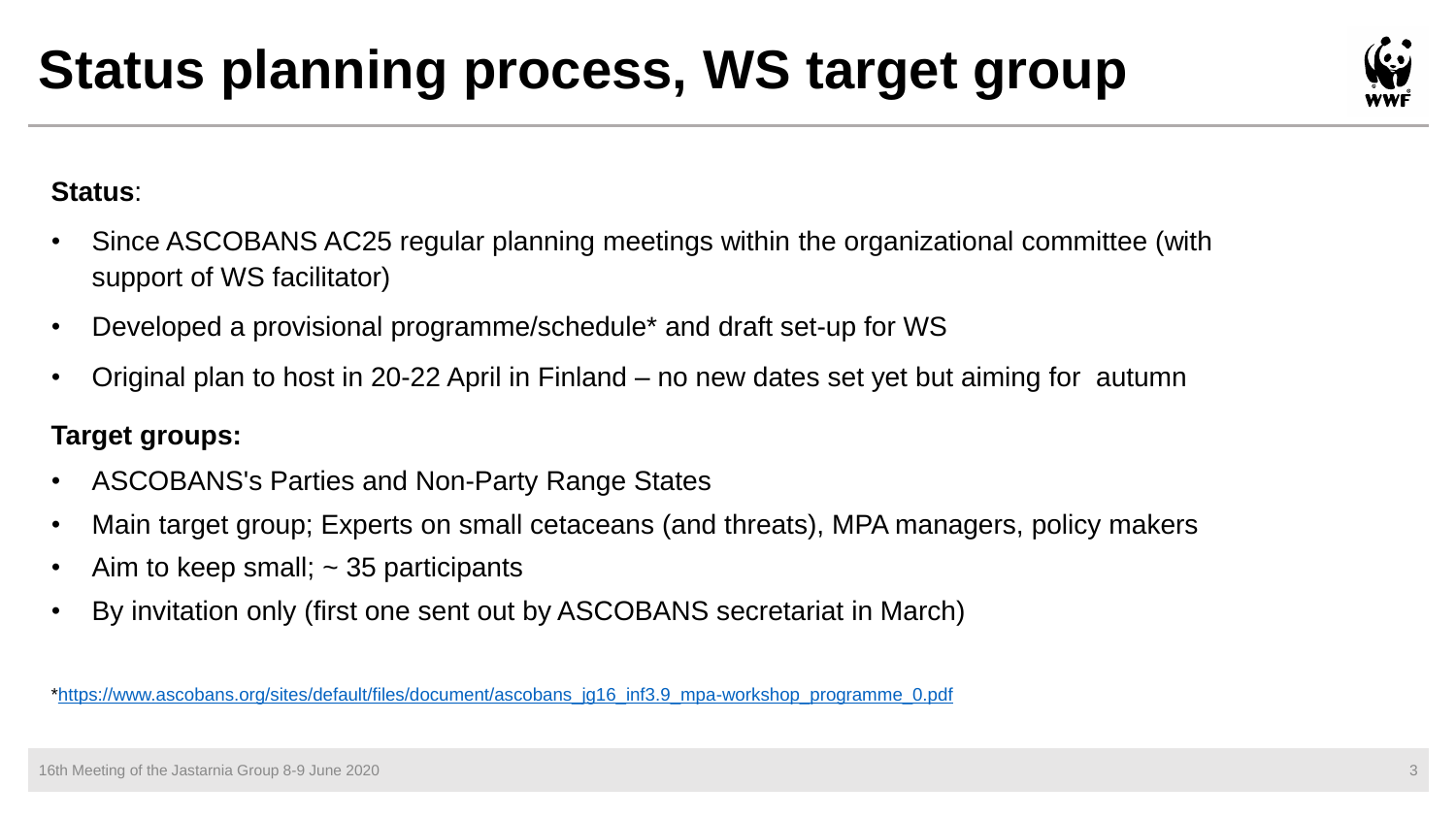# Status planning process, WS target group

**Status**:

- Since ASCOBANS AC25 regular planning meetings within the organizational committee (with support of WS facilitator)
- Developed a provisional programme/schedule* and draft set-up for WS
- Original plan to host in 20-22 April in Finland – no new dates set yet but aiming for autumn

**Target groups:**

- ASCOBANS's Parties and Non-Party Range States
- Main target group; Experts on small cetaceans (and threats), MPA managers, policy makers
- Aim to keep small; ~ 35 participants
- By invitation only (first one sent out by ASCOBANS secretariat in March)

*https://www.ascobans.org/sites/default/files/document/ascobans_jg16_inf3.9_mpa-workshop_programme_0.pdf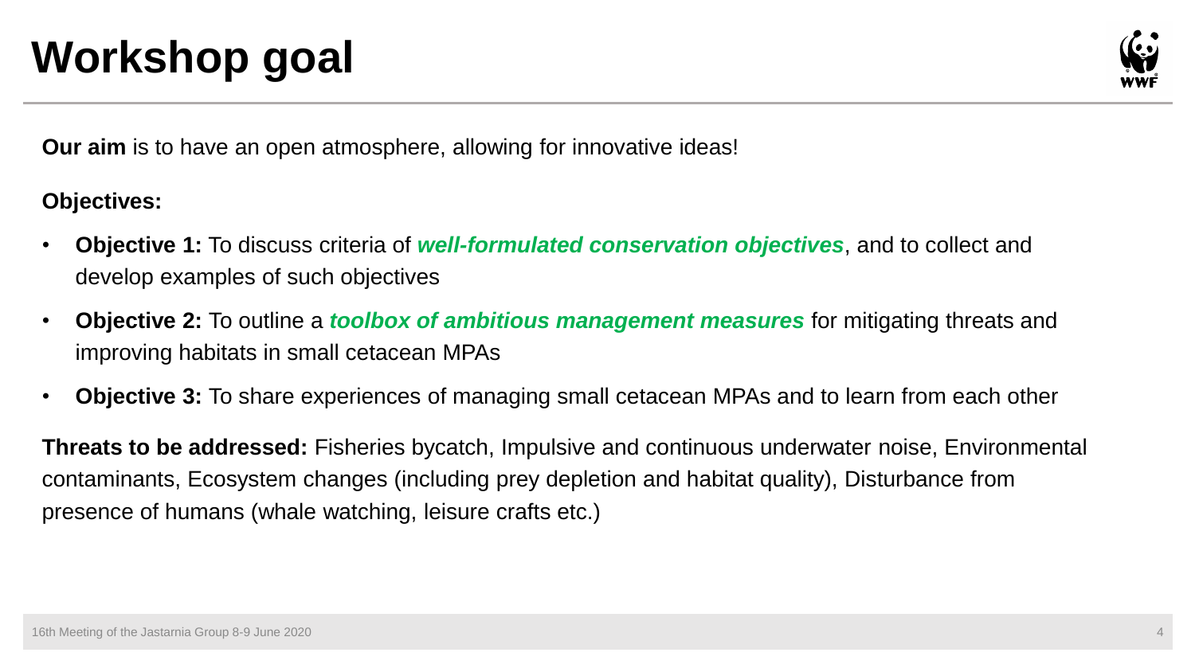# Workshop goal

**Our aim** is to have an open atmosphere, allowing for innovative ideas!

**Objectives:**

- **Objective 1:** To discuss criteria of ***well-formulated conservation objectives***, and to collect and develop examples of such objectives
- **Objective 2:** To outline a ***toolbox of ambitious management measures*** for mitigating threats and improving habitats in small cetacean MPAs
- **Objective 3:** To share experiences of managing small cetacean MPAs and to learn from each other

**Threats to be addressed:** Fisheries bycatch, Impulsive and continuous underwater noise, Environmental contaminants, Ecosystem changes (including prey depletion and habitat quality), Disturbance from presence of humans (whale watching, leisure crafts etc.)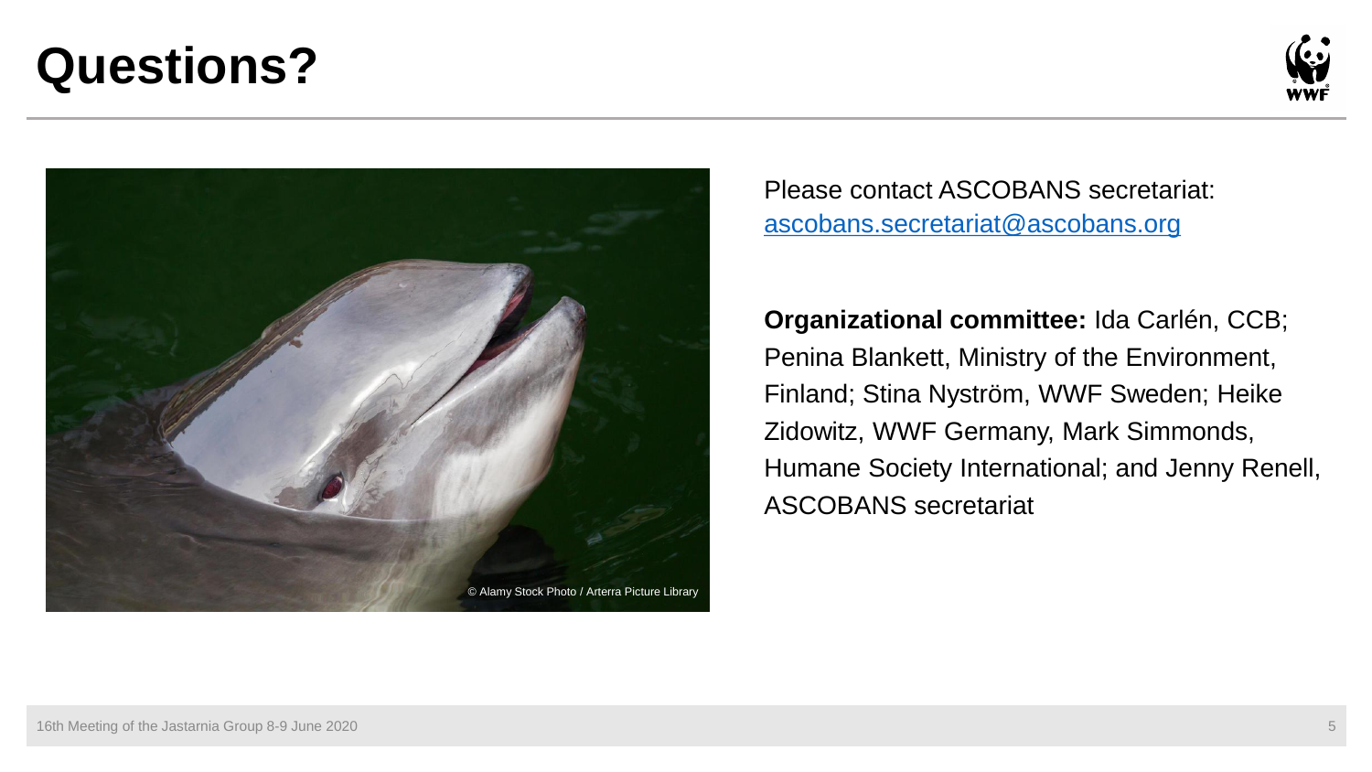# Questions?

© Alamy Stock Photo / Arterra Picture Library

Please contact ASCOBANS secretariat: [ascobans.secretariat@ascobans.org](mailto:ascobans.secretariat@ascobans.org)

**Organizational committee:** Ida Carlén, CCB; Penina Blankett, Ministry of the Environment, Finland; Stina Nyström, WWF Sweden; Heike Zidowitz, WWF Germany, Mark Simmonds, Humane Society International; and Jenny Renell, ASCOBANS secretariat